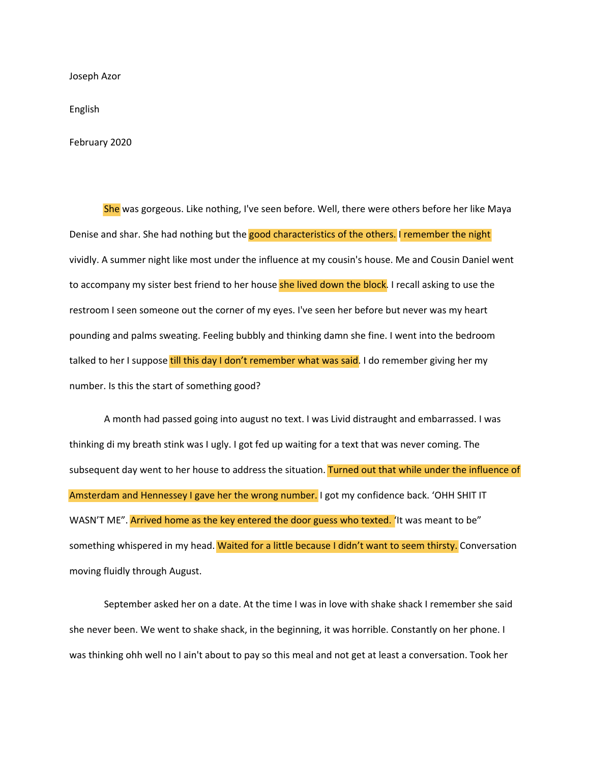Joseph Azor

English

February 2020

She was gorgeous. Like nothing, I've seen before. Well, there were others before her like Maya Denise and shar. She had nothing but the good characteristics of the others. I remember the night vividly. A summer night like most under the influence at my cousin's house. Me and Cousin Daniel went to accompany my sister best friend to her house she lived down the block. I recall asking to use the restroom I seen someone out the corner of my eyes. I've seen her before but never was my heart pounding and palms sweating. Feeling bubbly and thinking damn she fine. I went into the bedroom talked to her I suppose till this day I don't remember what was said. I do remember giving her my number. Is this the start of something good?

A month had passed going into august no text. I was Livid distraught and embarrassed. I was thinking di my breath stink was I ugly. I got fed up waiting for a text that was never coming. The subsequent day went to her house to address the situation. Turned out that while under the influence of Amsterdam and Hennessey I gave her the wrong number. I got my confidence back. 'OHH SHIT IT WASN'T ME". Arrived home as the key entered the door guess who texted. 'It was meant to be" something whispered in my head. Waited for a little because I didn't want to seem thirsty. Conversation moving fluidly through August.

September asked her on a date. At the time I was in love with shake shack I remember she said she never been. We went to shake shack, in the beginning, it was horrible. Constantly on her phone. I was thinking ohh well no I ain't about to pay so this meal and not get at least a conversation. Took her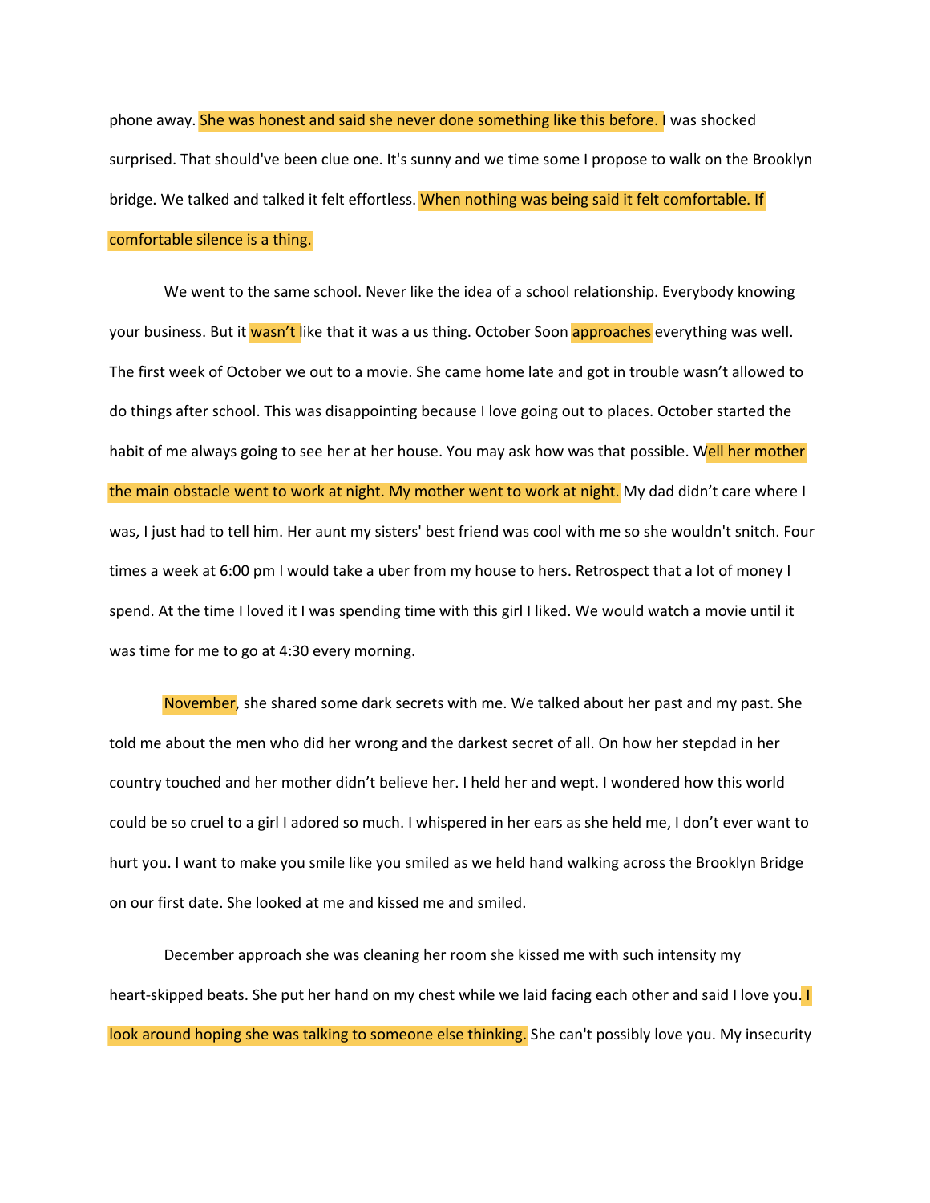phone away. She was honest and said she never done something like this before. I was shocked surprised. That should've been clue one. It's sunny and we time some I propose to walk on the Brooklyn bridge. We talked and talked it felt effortless. When nothing was being said it felt comfortable. If comfortable silence is a thing.

We went to the same school. Never like the idea of a school relationship. Everybody knowing your business. But it wasn't like that it was a us thing. October Soon approaches everything was well. The first week of October we out to a movie. She came home late and got in trouble wasn't allowed to do things after school. This was disappointing because I love going out to places. October started the habit of me always going to see her at her house. You may ask how was that possible. Well her mother the main obstacle went to work at night. My mother went to work at night. My dad didn't care where I was, I just had to tell him. Her aunt my sisters' best friend was cool with me so she wouldn't snitch. Four times a week at 6:00 pm I would take a uber from my house to hers. Retrospect that a lot of money I spend. At the time I loved it I was spending time with this girl I liked. We would watch a movie until it was time for me to go at 4:30 every morning.

November, she shared some dark secrets with me. We talked about her past and my past. She told me about the men who did her wrong and the darkest secret of all. On how her stepdad in her country touched and her mother didn't believe her. I held her and wept. I wondered how this world could be so cruel to a girl I adored so much. I whispered in her ears as she held me, I don't ever want to hurt you. I want to make you smile like you smiled as we held hand walking across the Brooklyn Bridge on our first date. She looked at me and kissed me and smiled.

December approach she was cleaning her room she kissed me with such intensity my heart-skipped beats. She put her hand on my chest while we laid facing each other and said I love you. I look around hoping she was talking to someone else thinking. She can't possibly love you. My insecurity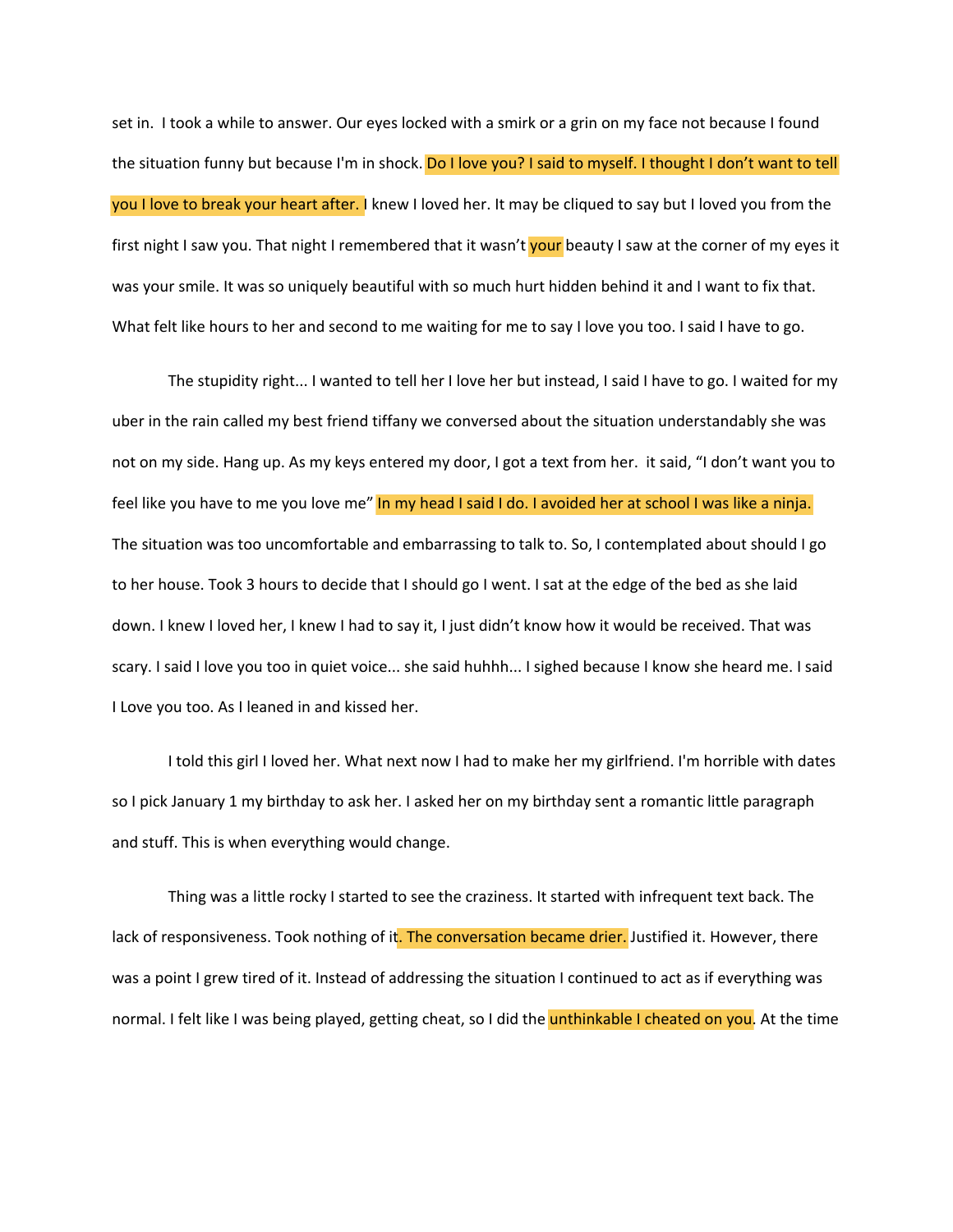set in. I took a while to answer. Our eyes locked with a smirk or a grin on my face not because I found the situation funny but because I'm in shock. Do I love you? I said to myself. I thought I don't want to tell you I love to break your heart after. I knew I loved her. It may be cliqued to say but I loved you from the first night I saw you. That night I remembered that it wasn't your beauty I saw at the corner of my eyes it was your smile. It was so uniquely beautiful with so much hurt hidden behind it and I want to fix that. What felt like hours to her and second to me waiting for me to say I love you too. I said I have to go.

The stupidity right... I wanted to tell her I love her but instead, I said I have to go. I waited for my uber in the rain called my best friend tiffany we conversed about the situation understandably she was not on my side. Hang up. As my keys entered my door, I got a text from her. it said, "I don't want you to feel like you have to me you love me" In my head I said I do. I avoided her at school I was like a ninja. The situation was too uncomfortable and embarrassing to talk to. So, I contemplated about should I go to her house. Took 3 hours to decide that I should go I went. I sat at the edge of the bed as she laid down. I knew I loved her, I knew I had to say it, I just didn't know how it would be received. That was scary. I said I love you too in quiet voice... she said huhhh... I sighed because I know she heard me. I said I Love you too. As I leaned in and kissed her.

I told this girl I loved her. What next now I had to make her my girlfriend. I'm horrible with dates so I pick January 1 my birthday to ask her. I asked her on my birthday sent a romantic little paragraph and stuff. This is when everything would change.

Thing was a little rocky I started to see the craziness. It started with infrequent text back. The lack of responsiveness. Took nothing of it. The conversation became drier. Justified it. However, there was a point I grew tired of it. Instead of addressing the situation I continued to act as if everything was normal. I felt like I was being played, getting cheat, so I did the unthinkable I cheated on you. At the time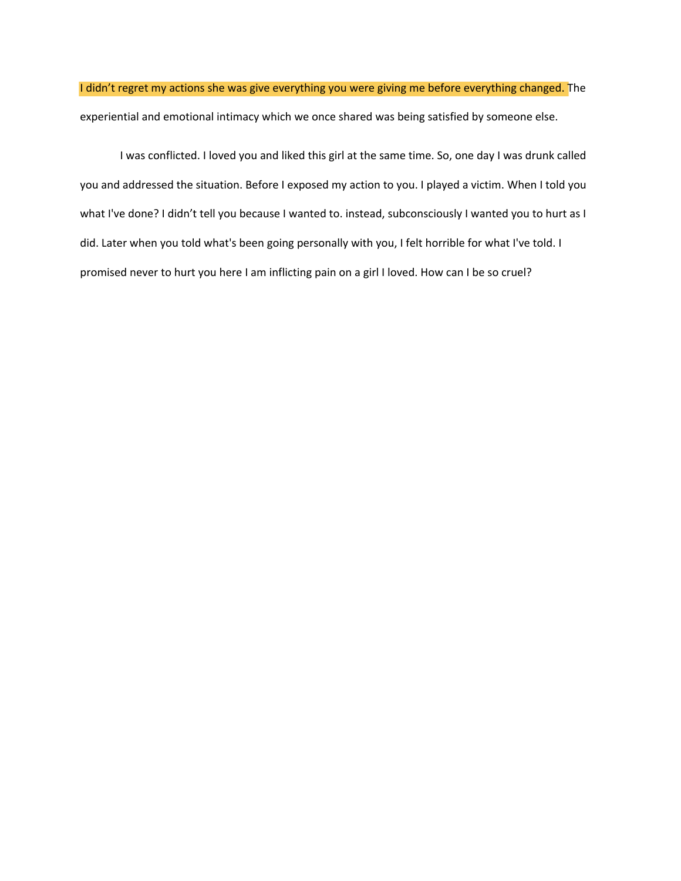I didn’t regret my actions she was give everything you were giving me before everything changed. The experiential and emotional intimacy which we once shared was being satisfied by someone else.

I was conflicted. I loved you and liked this girl at the same time. So, one day I was drunk called you and addressed the situation. Before I exposed my action to you. I played a victim. When I told you what I've done? I didn’t tell you because I wanted to. instead, subconsciously I wanted you to hurt as I did. Later when you told what's been going personally with you, I felt horrible for what I've told. I promised never to hurt you here I am inflicting pain on a girl I loved. How can I be so cruel?